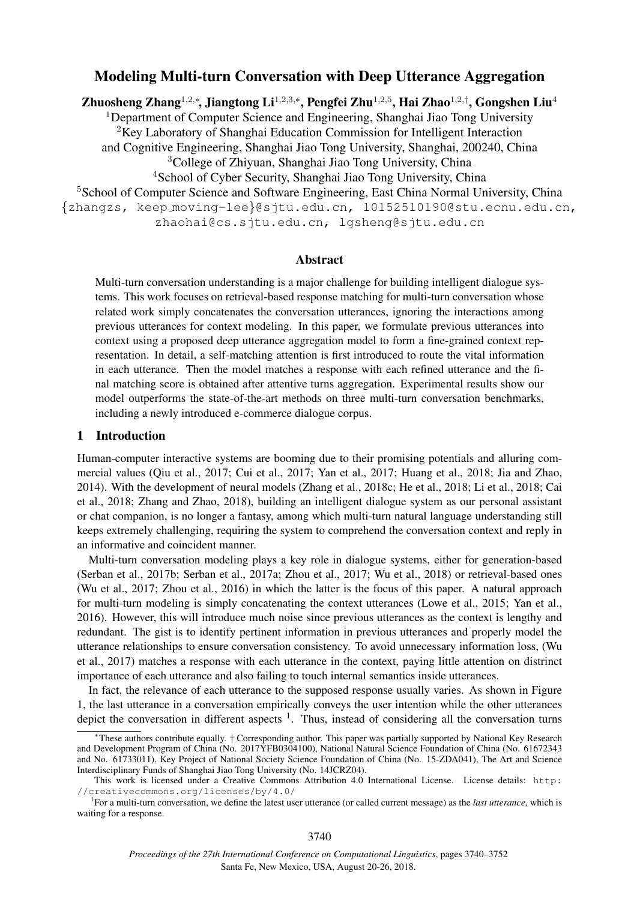# Modeling Multi-turn Conversation with Deep Utterance Aggregation

**Zhuosheng Zhang**[1,2,∗], **Jiangtong Li**[1,2,3,∗], **Pengfei Zhu**[1,2,5], **Hai Zhao**[1,2,†], **Gongshen Liu**[4]

[1]Department of Computer Science and Engineering, Shanghai Jiao Tong University
[2]Key Laboratory of Shanghai Education Commission for Intelligent Interaction and Cognitive Engineering, Shanghai Jiao Tong University, Shanghai, 200240, China
[3]College of Zhiyuan, Shanghai Jiao Tong University, China
[4]School of Cyber Security, Shanghai Jiao Tong University, China
[5]School of Computer Science and Software Engineering, East China Normal University, China

{zhangzs, keep_moving-lee}@sjtu.edu.cn, 10152510190@stu.ecnu.edu.cn, zhaohai@cs.sjtu.edu.cn, lgsheng@sjtu.edu.cn

## Abstract

Multi-turn conversation understanding is a major challenge for building intelligent dialogue systems. This work focuses on retrieval-based response matching for multi-turn conversation whose related work simply concatenates the conversation utterances, ignoring the interactions among previous utterances for context modeling. In this paper, we formulate previous utterances into context using a proposed deep utterance aggregation model to form a fine-grained context representation. In detail, a self-matching attention is first introduced to route the vital information in each utterance. Then the model matches a response with each refined utterance and the final matching score is obtained after attentive turns aggregation. Experimental results show our model outperforms the state-of-the-art methods on three multi-turn conversation benchmarks, including a newly introduced e-commerce dialogue corpus.

## 1 Introduction

Human-computer interactive systems are booming due to their promising potentials and alluring commercial values (Qiu et al., 2017; Cui et al., 2017; Yan et al., 2017; Huang et al., 2018; Jia and Zhao, 2014). With the development of neural models (Zhang et al., 2018c; He et al., 2018; Li et al., 2018; Cai et al., 2018; Zhang and Zhao, 2018), building an intelligent dialogue system as our personal assistant or chat companion, is no longer a fantasy, among which multi-turn natural language understanding still keeps extremely challenging, requiring the system to comprehend the conversation context and reply in an informative and coincident manner.

Multi-turn conversation modeling plays a key role in dialogue systems, either for generation-based (Serban et al., 2017b; Serban et al., 2017a; Zhou et al., 2017; Wu et al., 2018) or retrieval-based ones (Wu et al., 2017; Zhou et al., 2016) in which the latter is the focus of this paper. A natural approach for multi-turn modeling is simply concatenating the context utterances (Lowe et al., 2015; Yan et al., 2016). However, this will introduce much noise since previous utterances as the context is lengthy and redundant. The gist is to identify pertinent information in previous utterances and properly model the utterance relationships to ensure conversation consistency. To avoid unnecessary information loss, (Wu et al., 2017) matches a response with each utterance in the context, paying little attention on distrinct importance of each utterance and also failing to touch internal semantics inside utterances.

In fact, the relevance of each utterance to the supposed response usually varies. As shown in Figure 1, the last utterance in a conversation empirically conveys the user intention while the other utterances depict the conversation in different aspects [1]. Thus, instead of considering all the conversation turns

∗These authors contribute equally. † Corresponding author. This paper was partially supported by National Key Research and Development Program of China (No. 2017YFB0304100), National Natural Science Foundation of China (No. 61672343 and No. 61733011), Key Project of National Society Science Foundation of China (No. 15-ZDA041), The Art and Science Interdisciplinary Funds of Shanghai Jiao Tong University (No. 14JCRZ04).

This work is licensed under a Creative Commons Attribution 4.0 International License. License details: http://creativecommons.org/licenses/by/4.0/

[1]For a multi-turn conversation, we define the latest user utterance (or called current message) as the *last utterance*, which is waiting for a response.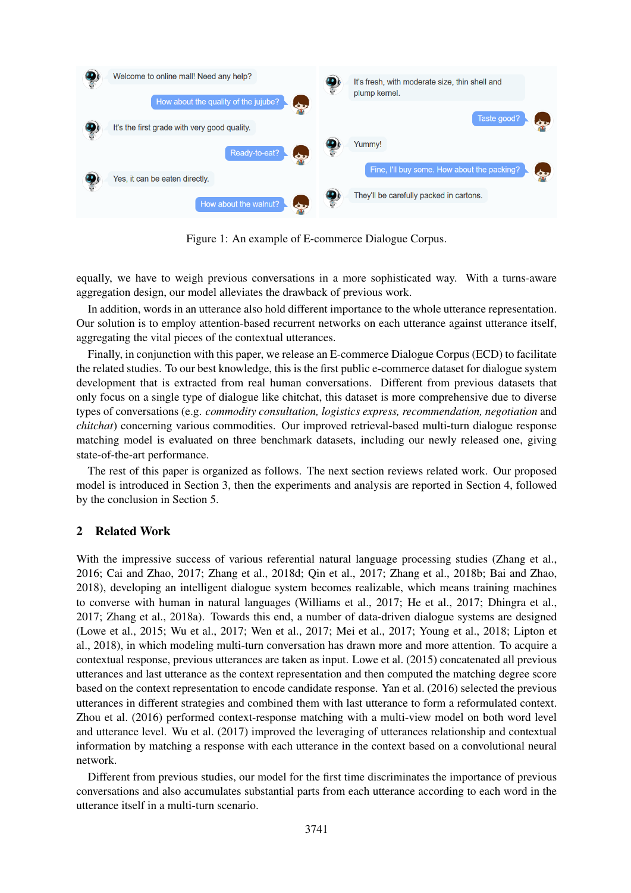Figure 1: An example of E-commerce Dialogue Corpus.

equally, we have to weigh previous conversations in a more sophisticated way. With a turns-aware aggregation design, our model alleviates the drawback of previous work.

In addition, words in an utterance also hold different importance to the whole utterance representation. Our solution is to employ attention-based recurrent networks on each utterance against utterance itself, aggregating the vital pieces of the contextual utterances.

Finally, in conjunction with this paper, we release an E-commerce Dialogue Corpus (ECD) to facilitate the related studies. To our best knowledge, this is the first public e-commerce dataset for dialogue system development that is extracted from real human conversations. Different from previous datasets that only focus on a single type of dialogue like chitchat, this dataset is more comprehensive due to diverse types of conversations (e.g. *commodity consultation, logistics express, recommendation, negotiation* and *chitchat*) concerning various commodities. Our improved retrieval-based multi-turn dialogue response matching model is evaluated on three benchmark datasets, including our newly released one, giving state-of-the-art performance.

The rest of this paper is organized as follows. The next section reviews related work. Our proposed model is introduced in Section 3, then the experiments and analysis are reported in Section 4, followed by the conclusion in Section 5.

## 2 Related Work

With the impressive success of various referential natural language processing studies (Zhang et al., 2016; Cai and Zhao, 2017; Zhang et al., 2018d; Qin et al., 2017; Zhang et al., 2018b; Bai and Zhao, 2018), developing an intelligent dialogue system becomes realizable, which means training machines to converse with human in natural languages (Williams et al., 2017; He et al., 2017; Dhingra et al., 2017; Zhang et al., 2018a). Towards this end, a number of data-driven dialogue systems are designed (Lowe et al., 2015; Wu et al., 2017; Wen et al., 2017; Mei et al., 2017; Young et al., 2018; Lipton et al., 2018), in which modeling multi-turn conversation has drawn more and more attention. To acquire a contextual response, previous utterances are taken as input. Lowe et al. (2015) concatenated all previous utterances and last utterance as the context representation and then computed the matching degree score based on the context representation to encode candidate response. Yan et al. (2016) selected the previous utterances in different strategies and combined them with last utterance to form a reformulated context. Zhou et al. (2016) performed context-response matching with a multi-view model on both word level and utterance level. Wu et al. (2017) improved the leveraging of utterances relationship and contextual information by matching a response with each utterance in the context based on a convolutional neural network.

Different from previous studies, our model for the first time discriminates the importance of previous conversations and also accumulates substantial parts from each utterance according to each word in the utterance itself in a multi-turn scenario.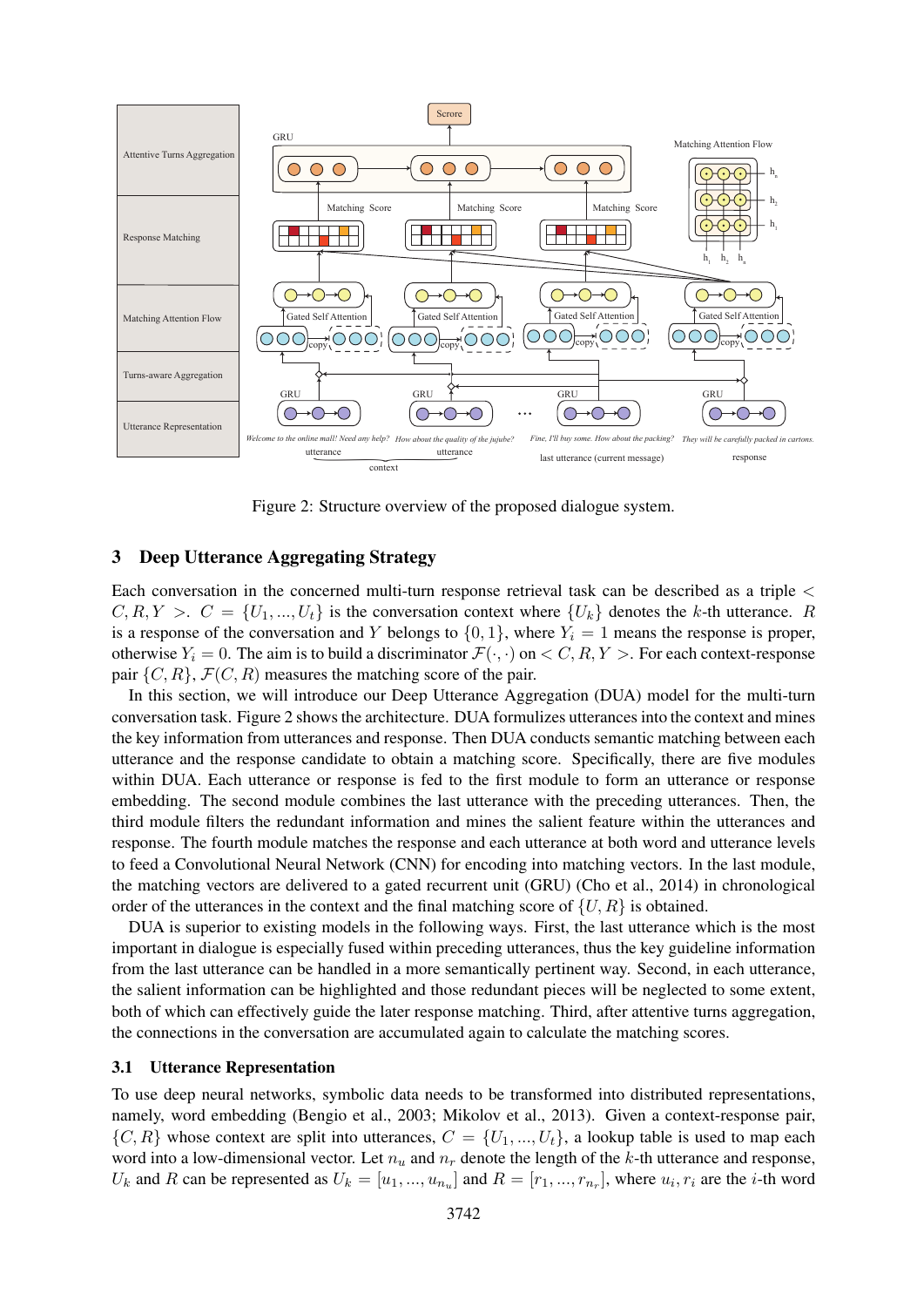Figure 2: Structure overview of the proposed dialogue system.

## 3 Deep Utterance Aggregating Strategy

Each conversation in the concerned multi-turn response retrieval task can be described as a triple $< C, R, Y >$. $C = \{U_1, ..., U_t\}$ is the conversation context where $\{U_k\}$ denotes the $k$-th utterance. $R$ is a response of the conversation and $Y$ belongs to $\{0, 1\}$, where $Y_i = 1$ means the response is proper, otherwise $Y_i = 0$. The aim is to build a discriminator $\mathcal{F}(\cdot, \cdot)$ on $< C, R, Y >$. For each context-response pair $\{C, R\}$, $\mathcal{F}(C, R)$ measures the matching score of the pair.

In this section, we will introduce our Deep Utterance Aggregation (DUA) model for the multi-turn conversation task. Figure 2 shows the architecture. DUA formulizes utterances into the context and mines the key information from utterances and response. Then DUA conducts semantic matching between each utterance and the response candidate to obtain a matching score. Specifically, there are five modules within DUA. Each utterance or response is fed to the first module to form an utterance or response embedding. The second module combines the last utterance with the preceding utterances. Then, the third module filters the redundant information and mines the salient feature within the utterances and response. The fourth module matches the response and each utterance at both word and utterance levels to feed a Convolutional Neural Network (CNN) for encoding into matching vectors. In the last module, the matching vectors are delivered to a gated recurrent unit (GRU) (Cho et al., 2014) in chronological order of the utterances in the context and the final matching score of $\{U, R\}$ is obtained.

DUA is superior to existing models in the following ways. First, the last utterance which is the most important in dialogue is especially fused within preceding utterances, thus the key guideline information from the last utterance can be handled in a more semantically pertinent way. Second, in each utterance, the salient information can be highlighted and those redundant pieces will be neglected to some extent, both of which can effectively guide the later response matching. Third, after attentive turns aggregation, the connections in the conversation are accumulated again to calculate the matching scores.

### 3.1 Utterance Representation

To use deep neural networks, symbolic data needs to be transformed into distributed representations, namely, word embedding (Bengio et al., 2003; Mikolov et al., 2013). Given a context-response pair, $\{C, R\}$ whose context are split into utterances, $C = \{U_1, ..., U_t\}$, a lookup table is used to map each word into a low-dimensional vector. Let $n_u$ and $n_r$ denote the length of the $k$-th utterance and response, $U_k$ and $R$ can be represented as $U_k = [u_1, ..., u_{n_u}]$ and $R = [r_1, ..., r_{n_r}]$, where $u_i, r_i$ are the $i$-th word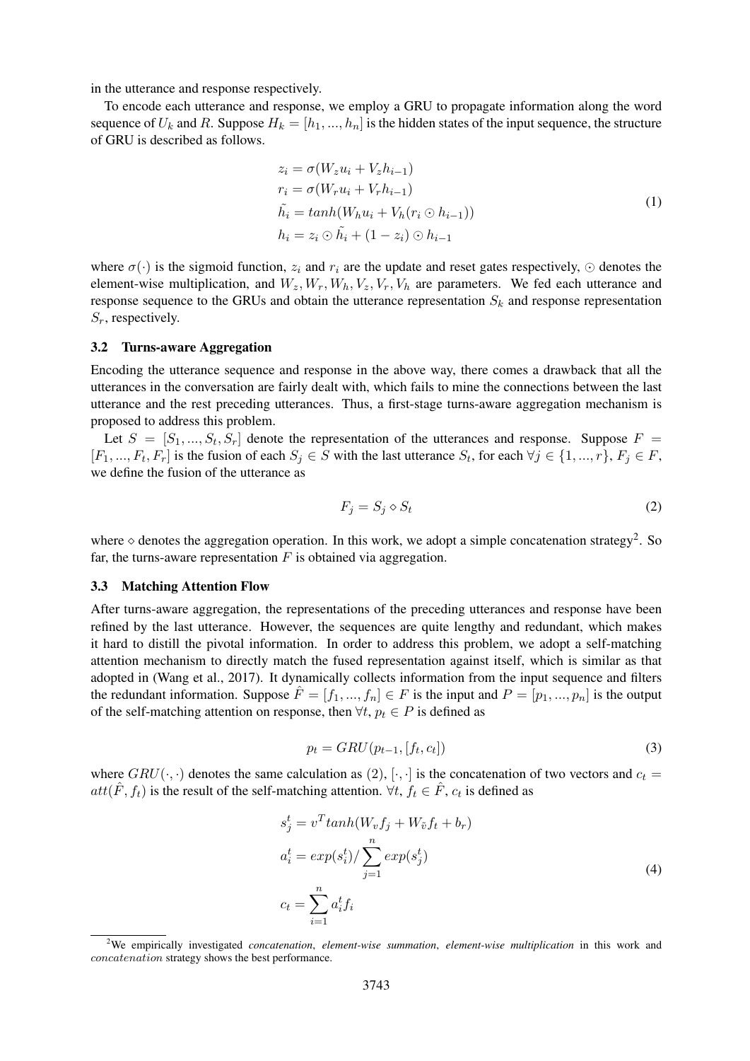in the utterance and response respectively.

To encode each utterance and response, we employ a GRU to propagate information along the word sequence of $U_k$ and $R$. Suppose $H_k = [h_1, ..., h_n]$ is the hidden states of the input sequence, the structure of GRU is described as follows.

$$
\begin{aligned}
z_i &= \sigma(W_z u_i + V_z h_{i-1}) \\
r_i &= \sigma(W_r u_i + V_r h_{i-1}) \\
\tilde{h_i} &= tanh(W_h u_i + V_h(r_i \odot h_{i-1})) \\
h_i &= z_i \odot \tilde{h_i} + (1 - z_i) \odot h_{i-1}
\end{aligned}
\tag{1}
$$

where $\sigma(\cdot)$ is the sigmoid function, $z_i$ and $r_i$ are the update and reset gates respectively, $\odot$ denotes the element-wise multiplication, and $W_z, W_r, W_h, V_z, V_r, V_h$ are parameters. We fed each utterance and response sequence to the GRUs and obtain the utterance representation $S_k$ and response representation $S_r$, respectively.

### 3.2 Turns-aware Aggregation

Encoding the utterance sequence and response in the above way, there comes a drawback that all the utterances in the conversation are fairly dealt with, which fails to mine the connections between the last utterance and the rest preceding utterances. Thus, a first-stage turns-aware aggregation mechanism is proposed to address this problem.

Let $S = [S_1, ..., S_t, S_r]$ denote the representation of the utterances and response. Suppose $F = [F_1, ..., F_t, F_r]$ is the fusion of each $S_j \in S$ with the last utterance $S_t$, for each $\forall j \in \{1, ..., r\}$, $F_j \in F$, we define the fusion of the utterance as

$$
F_j = S_j \diamond S_t \tag{2}
$$

where $\diamond$ denotes the aggregation operation. In this work, we adopt a simple concatenation strategy[2]. So far, the turns-aware representation $F$ is obtained via aggregation.

### 3.3 Matching Attention Flow

After turns-aware aggregation, the representations of the preceding utterances and response have been refined by the last utterance. However, the sequences are quite lengthy and redundant, which makes it hard to distill the pivotal information. In order to address this problem, we adopt a self-matching attention mechanism to directly match the fused representation against itself, which is similar as that adopted in (Wang et al., 2017). It dynamically collects information from the input sequence and filters the redundant information. Suppose $\hat{F} = [f_1, ..., f_n] \in F$ is the input and $P = [p_1, ..., p_n]$ is the output of the self-matching attention on response, then $\forall t$, $p_t \in P$ is defined as

$$
p_t = GRU(p_{t-1}, [f_t, c_t]) \tag{3}
$$

where $GRU(\cdot, \cdot)$ denotes the same calculation as (2), $[\cdot, \cdot]$ is the concatenation of two vectors and $c_t = att(\hat{F}, f_t)$ is the result of the self-matching attention. $\forall t$, $f_t \in \hat{F}$, $c_t$ is defined as

$$
\begin{aligned}
s_j^t &= v^T tanh(W_v f_j + W_{\tilde{v}} f_t + b_r) \\
a_i^t &= exp(s_i^t) / \sum_{j=1}^{n} exp(s_j^t) \\
c_t &= \sum_{i=1}^{n} a_i^t f_i
\end{aligned}
\tag{4}
$$

[2] We empirically investigated *concatenation*, *element-wise summation*, *element-wise multiplication* in this work and *concatenation* strategy shows the best performance.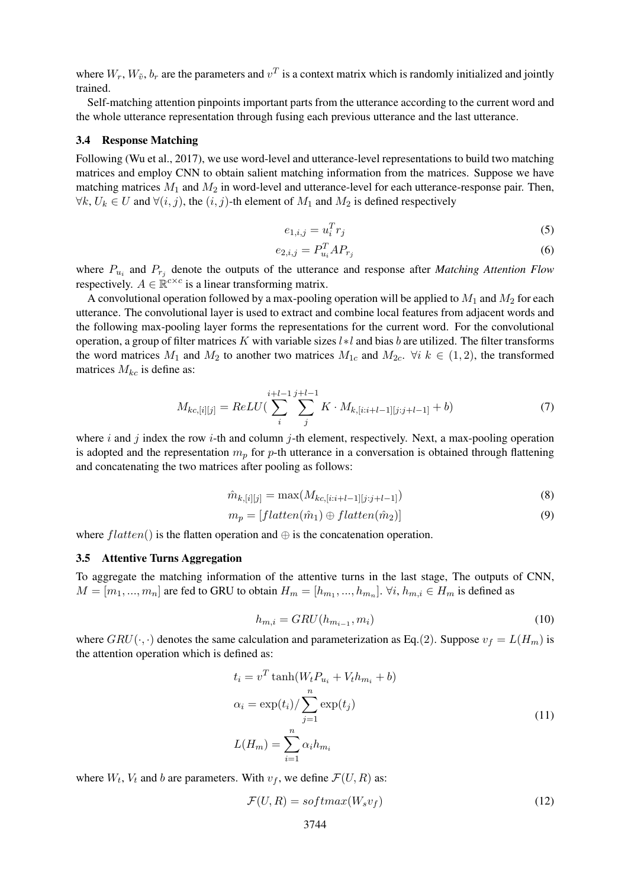where $W_r, W_{\tilde{v}}, b_r$ are the parameters and $v^T$ is a context matrix which is randomly initialized and jointly trained.

Self-matching attention pinpoints important parts from the utterance according to the current word and the whole utterance representation through fusing each previous utterance and the last utterance.

### 3.4 Response Matching

Following (Wu et al., 2017), we use word-level and utterance-level representations to build two matching matrices and employ CNN to obtain salient matching information from the matrices. Suppose we have matching matrices $M_1$ and $M_2$ in word-level and utterance-level for each utterance-response pair. Then, $\forall k, U_k \in U$ and $\forall (i, j)$, the $(i, j)$-th element of $M_1$ and $M_2$ is defined respectively

$$e_{1,i,j} = u_i^T r_j \tag{5}$$

$$e_{2,i,j} = P_{u_i}^T A P_{r_j} \tag{6}$$

where $P_{u_i}$ and $P_{r_j}$ denote the outputs of the utterance and response after *Matching Attention Flow* respectively. $A \in \mathbb{R}^{c \times c}$ is a linear transforming matrix.

A convolutional operation followed by a max-pooling operation will be applied to $M_1$ and $M_2$ for each utterance. The convolutional layer is used to extract and combine local features from adjacent words and the following max-pooling layer forms the representations for the current word. For the convolutional operation, a group of filter matrices $K$ with variable sizes $l * l$ and bias $b$ are utilized. The filter transforms the word matrices $M_1$ and $M_2$ to another two matrices $M_{1c}$ and $M_{2c}$. $\forall i \; k \in (1, 2)$, the transformed matrices $M_{kc}$ is define as:

$$M_{kc,[i][j]} = ReLU\left(\sum_{i}^{i+l-1} \sum_{j}^{j+l-1} K \cdot M_{k,[i:i+l-1][j:j+l-1]} + b\right) \tag{7}$$

where $i$ and $j$ index the row $i$-th and column $j$-th element, respectively. Next, a max-pooling operation is adopted and the representation $m_p$ for $p$-th utterance in a conversation is obtained through flattening and concatenating the two matrices after pooling as follows:

$$\hat{m}_{k,[i][j]} = \max(M_{kc,[i:i+l-1][j:j+l-1]}) \tag{8}$$

$$m_p = [flatten(\hat{m}_1) \oplus flatten(\hat{m}_2)] \tag{9}$$

where $flatten()$ is the flatten operation and $\oplus$ is the concatenation operation.

### 3.5 Attentive Turns Aggregation

To aggregate the matching information of the attentive turns in the last stage, The outputs of CNN, $M = [m_1, ..., m_n]$ are fed to GRU to obtain $H_m = [h_{m_1}, ..., h_{m_n}]$. $\forall i, h_{m,i} \in H_m$ is defined as

$$h_{m,i} = GRU(h_{m_{i-1}}, m_i) \tag{10}$$

where $GRU(\cdot, \cdot)$ denotes the same calculation and parameterization as Eq.(2). Suppose $v_f = L(H_m)$ is the attention operation which is defined as:

$$\begin{aligned} t_i &= v^T \tanh(W_t P_{u_i} + V_t h_{m_i} + b) \\ \alpha_i &= \exp(t_i) / \sum_{j=1}^{n} \exp(t_j) \\ L(H_m) &= \sum_{i=1}^{n} \alpha_i h_{m_i} \end{aligned} \tag{11}$$

where $W_t$, $V_t$ and $b$ are parameters. With $v_f$, we define $\mathcal{F}(U, R)$ as:

$$\mathcal{F}(U, R) = softmax(W_s v_f) \tag{12}$$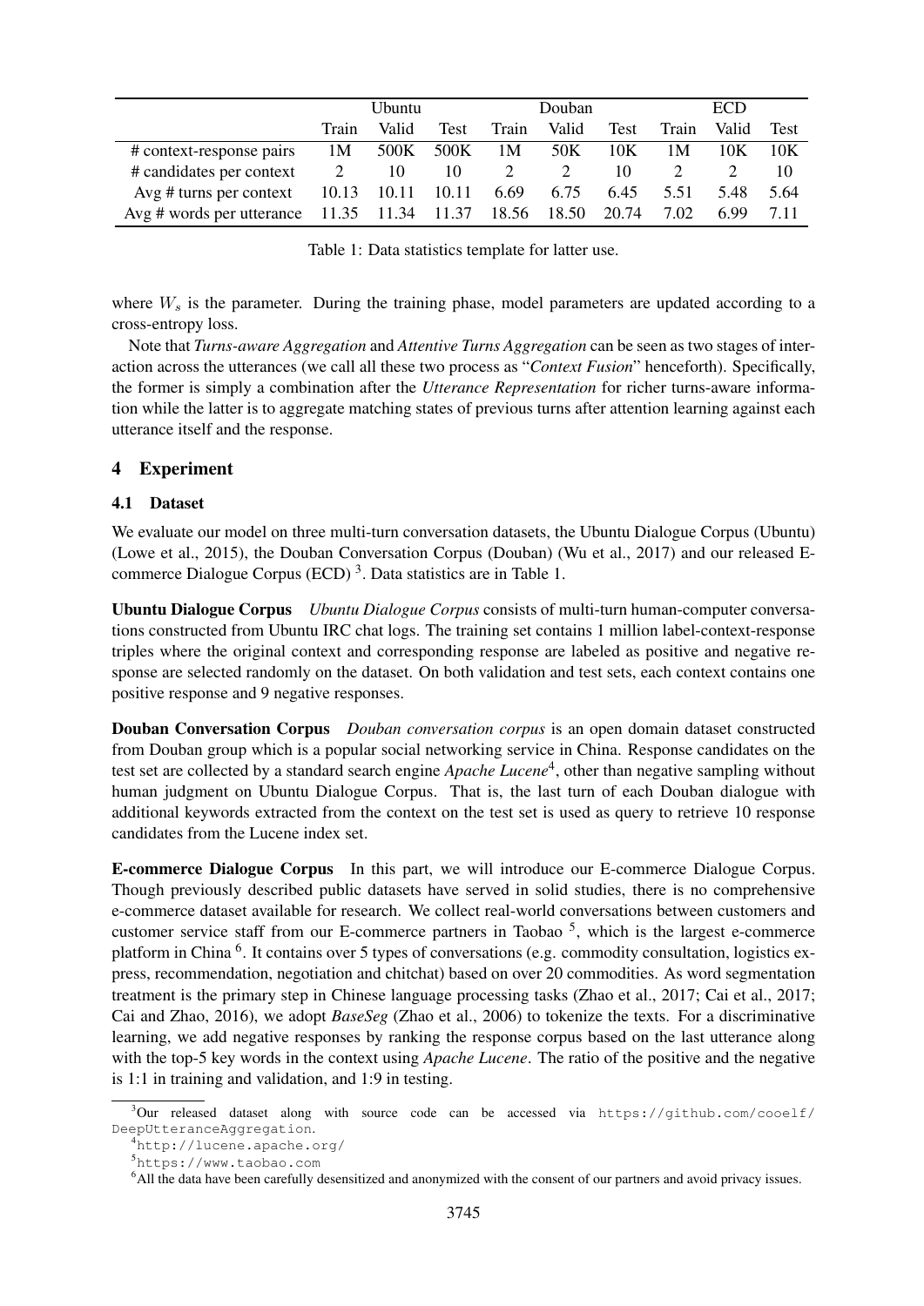| | Ubuntu | | | Douban | | | ECD | | |
|---|---|---|---|---|---|---|---|---|---|
| | Train | Valid | Test | Train | Valid | Test | Train | Valid | Test |
| # context-response pairs | 1M | 500K | 500K | 1M | 50K | 10K | 1M | 10K | 10K |
| # candidates per context | 2 | 10 | 10 | 2 | 2 | 10 | 2 | 2 | 10 |
| Avg # turns per context | 10.13 | 10.11 | 10.11 | 6.69 | 6.75 | 6.45 | 5.51 | 5.48 | 5.64 |
| Avg # words per utterance | 11.35 | 11.34 | 11.37 | 18.56 | 18.50 | 20.74 | 7.02 | 6.99 | 7.11 |

Table 1: Data statistics template for latter use.

where $W_s$ is the parameter. During the training phase, model parameters are updated according to a cross-entropy loss.

Note that *Turns-aware Aggregation* and *Attentive Turns Aggregation* can be seen as two stages of interaction across the utterances (we call all these two process as "*Context Fusion*" henceforth). Specifically, the former is simply a combination after the *Utterance Representation* for richer turns-aware information while the latter is to aggregate matching states of previous turns after attention learning against each utterance itself and the response.

## 4 Experiment

### 4.1 Dataset

We evaluate our model on three multi-turn conversation datasets, the Ubuntu Dialogue Corpus (Ubuntu) (Lowe et al., 2015), the Douban Conversation Corpus (Douban) (Wu et al., 2017) and our released E-commerce Dialogue Corpus (ECD) [3]. Data statistics are in Table 1.

**Ubuntu Dialogue Corpus** *Ubuntu Dialogue Corpus* consists of multi-turn human-computer conversations constructed from Ubuntu IRC chat logs. The training set contains 1 million label-context-response triples where the original context and corresponding response are labeled as positive and negative response are selected randomly on the dataset. On both validation and test sets, each context contains one positive response and 9 negative responses.

**Douban Conversation Corpus** *Douban conversation corpus* is an open domain dataset constructed from Douban group which is a popular social networking service in China. Response candidates on the test set are collected by a standard search engine *Apache Lucene*[4], other than negative sampling without human judgment on Ubuntu Dialogue Corpus. That is, the last turn of each Douban dialogue with additional keywords extracted from the context on the test set is used as query to retrieve 10 response candidates from the Lucene index set.

**E-commerce Dialogue Corpus** In this part, we will introduce our E-commerce Dialogue Corpus. Though previously described public datasets have served in solid studies, there is no comprehensive e-commerce dataset available for research. We collect real-world conversations between customers and customer service staff from our E-commerce partners in Taobao [5], which is the largest e-commerce platform in China [6]. It contains over 5 types of conversations (e.g. commodity consultation, logistics express, recommendation, negotiation and chitchat) based on over 20 commodities. As word segmentation treatment is the primary step in Chinese language processing tasks (Zhao et al., 2017; Cai et al., 2017; Cai and Zhao, 2016), we adopt *BaseSeg* (Zhao et al., 2006) to tokenize the texts. For a discriminative learning, we add negative responses by ranking the response corpus based on the last utterance along with the top-5 key words in the context using *Apache Lucene*. The ratio of the positive and the negative is 1:1 in training and validation, and 1:9 in testing.

[3] Our released dataset along with source code can be accessed via https://github.com/cooelf/DeepUtteranceAggregation.

[4] http://lucene.apache.org/

[5] https://www.taobao.com

[6] All the data have been carefully desensitized and anonymized with the consent of our partners and avoid privacy issues.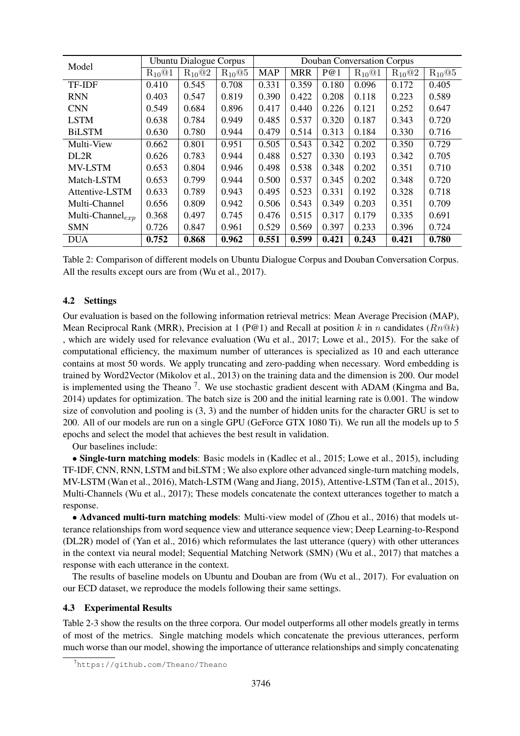| Model | Ubuntu Dialogue Corpus | | | Douban Conversation Corpus | | | | | |
|---|---|---|---|---|---|---|---|---|---|
| | $R_{10}$@1 | $R_{10}$@2 | $R_{10}$@5 | MAP | MRR | P@1 | $R_{10}$@1 | $R_{10}$@2 | $R_{10}$@5 |
| TF-IDF | 0.410 | 0.545 | 0.708 | 0.331 | 0.359 | 0.180 | 0.096 | 0.172 | 0.405 |
| RNN | 0.403 | 0.547 | 0.819 | 0.390 | 0.422 | 0.208 | 0.118 | 0.223 | 0.589 |
| CNN | 0.549 | 0.684 | 0.896 | 0.417 | 0.440 | 0.226 | 0.121 | 0.252 | 0.647 |
| LSTM | 0.638 | 0.784 | 0.949 | 0.485 | 0.537 | 0.320 | 0.187 | 0.343 | 0.720 |
| BiLSTM | 0.630 | 0.780 | 0.944 | 0.479 | 0.514 | 0.313 | 0.184 | 0.330 | 0.716 |
| Multi-View | 0.662 | 0.801 | 0.951 | 0.505 | 0.543 | 0.342 | 0.202 | 0.350 | 0.729 |
| DL2R | 0.626 | 0.783 | 0.944 | 0.488 | 0.527 | 0.330 | 0.193 | 0.342 | 0.705 |
| MV-LSTM | 0.653 | 0.804 | 0.946 | 0.498 | 0.538 | 0.348 | 0.202 | 0.351 | 0.710 |
| Match-LSTM | 0.653 | 0.799 | 0.944 | 0.500 | 0.537 | 0.345 | 0.202 | 0.348 | 0.720 |
| Attentive-LSTM | 0.633 | 0.789 | 0.943 | 0.495 | 0.523 | 0.331 | 0.192 | 0.328 | 0.718 |
| Multi-Channel | 0.656 | 0.809 | 0.942 | 0.506 | 0.543 | 0.349 | 0.203 | 0.351 | 0.709 |
| Multi-Channel$_{exp}$ | 0.368 | 0.497 | 0.745 | 0.476 | 0.515 | 0.317 | 0.179 | 0.335 | 0.691 |
| SMN | 0.726 | 0.847 | 0.961 | 0.529 | 0.569 | 0.397 | 0.233 | 0.396 | 0.724 |
| DUA | **0.752** | **0.868** | **0.962** | **0.551** | **0.599** | **0.421** | **0.243** | **0.421** | **0.780** |

Table 2: Comparison of different models on Ubuntu Dialogue Corpus and Douban Conversation Corpus. All the results except ours are from (Wu et al., 2017).

### 4.2 Settings

Our evaluation is based on the following information retrieval metrics: Mean Average Precision (MAP), Mean Reciprocal Rank (MRR), Precision at 1 (P@1) and Recall at position $k$ in $n$ candidates ($Rn@k$) , which are widely used for relevance evaluation (Wu et al., 2017; Lowe et al., 2015). For the sake of computational efficiency, the maximum number of utterances is specialized as 10 and each utterance contains at most 50 words. We apply truncating and zero-padding when necessary. Word embedding is trained by Word2Vector (Mikolov et al., 2013) on the training data and the dimension is 200. Our model is implemented using the Theano [7]. We use stochastic gradient descent with ADAM (Kingma and Ba, 2014) updates for optimization. The batch size is 200 and the initial learning rate is 0.001. The window size of convolution and pooling is (3, 3) and the number of hidden units for the character GRU is set to 200. All of our models are run on a single GPU (GeForce GTX 1080 Ti). We run all the models up to 5 epochs and select the model that achieves the best result in validation.

Our baselines include:

• **Single-turn matching models**: Basic models in (Kadlec et al., 2015; Lowe et al., 2015), including TF-IDF, CNN, RNN, LSTM and biLSTM ; We also explore other advanced single-turn matching models, MV-LSTM (Wan et al., 2016), Match-LSTM (Wang and Jiang, 2015), Attentive-LSTM (Tan et al., 2015), Multi-Channels (Wu et al., 2017); These models concatenate the context utterances together to match a response.

• **Advanced multi-turn matching models**: Multi-view model of (Zhou et al., 2016) that models utterance relationships from word sequence view and utterance sequence view; Deep Learning-to-Respond (DL2R) model of (Yan et al., 2016) which reformulates the last utterance (query) with other utterances in the context via neural model; Sequential Matching Network (SMN) (Wu et al., 2017) that matches a response with each utterance in the context.

The results of baseline models on Ubuntu and Douban are from (Wu et al., 2017). For evaluation on our ECD dataset, we reproduce the models following their same settings.

### 4.3 Experimental Results

Table 2-3 show the results on the three corpora. Our model outperforms all other models greatly in terms of most of the metrics. Single matching models which concatenate the previous utterances, perform much worse than our model, showing the importance of utterance relationships and simply concatenating

[7] https://github.com/Theano/Theano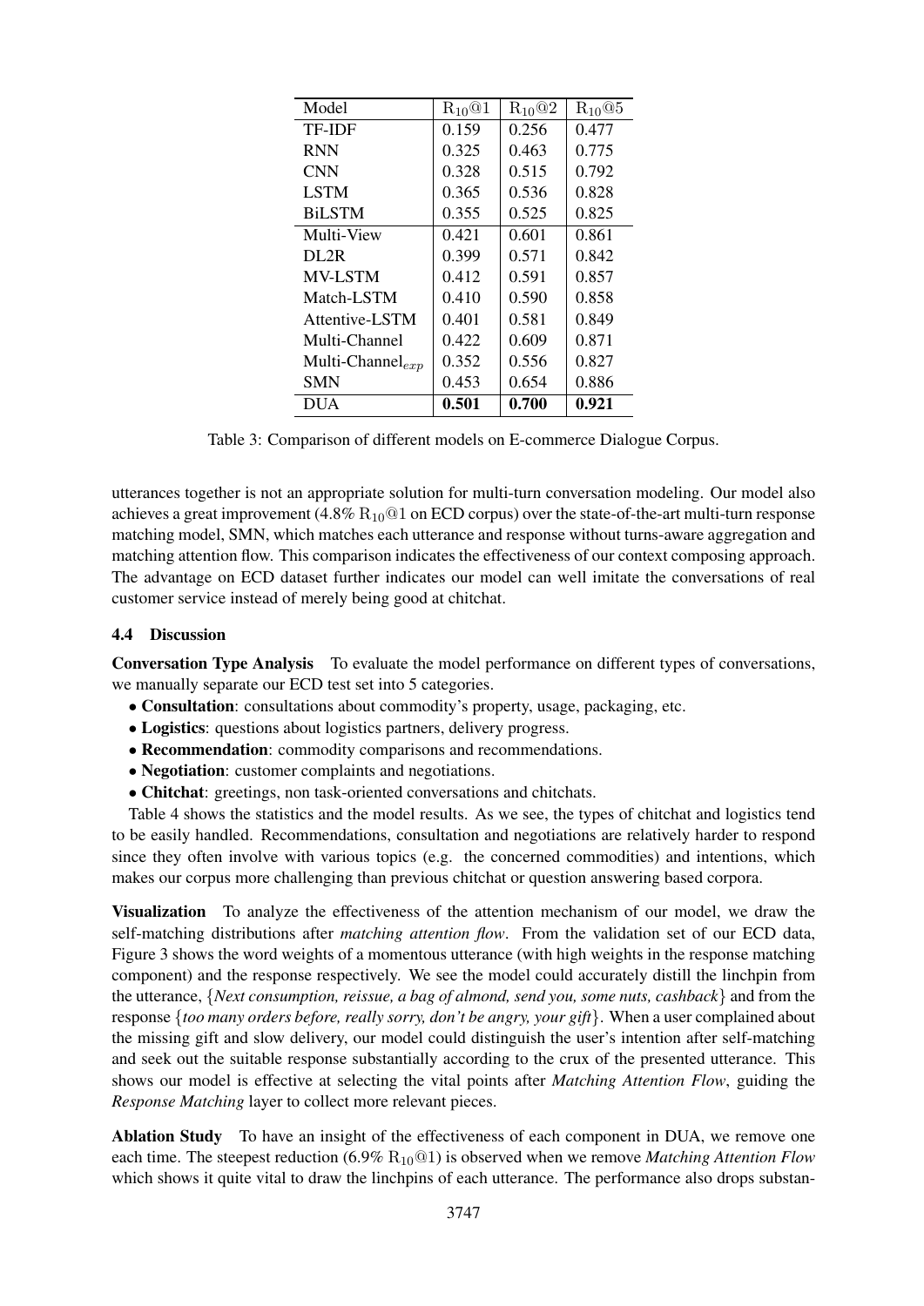| Model | $\mathrm{R}_{10}@1$ | $\mathrm{R}_{10}@2$ | $\mathrm{R}_{10}@5$ |
|---|---|---|---|
| TF-IDF | 0.159 | 0.256 | 0.477 |
| RNN | 0.325 | 0.463 | 0.775 |
| CNN | 0.328 | 0.515 | 0.792 |
| LSTM | 0.365 | 0.536 | 0.828 |
| BiLSTM | 0.355 | 0.525 | 0.825 |
| Multi-View | 0.421 | 0.601 | 0.861 |
| DL2R | 0.399 | 0.571 | 0.842 |
| MV-LSTM | 0.412 | 0.591 | 0.857 |
| Match-LSTM | 0.410 | 0.590 | 0.858 |
| Attentive-LSTM | 0.401 | 0.581 | 0.849 |
| Multi-Channel | 0.422 | 0.609 | 0.871 |
| Multi-Channel$_{exp}$ | 0.352 | 0.556 | 0.827 |
| SMN | 0.453 | 0.654 | 0.886 |
| DUA | **0.501** | **0.700** | **0.921** |

Table 3: Comparison of different models on E-commerce Dialogue Corpus.

utterances together is not an appropriate solution for multi-turn conversation modeling. Our model also achieves a great improvement (4.8% $\mathrm{R}_{10}@1$ on ECD corpus) over the state-of-the-art multi-turn response matching model, SMN, which matches each utterance and response without turns-aware aggregation and matching attention flow. This comparison indicates the effectiveness of our context composing approach. The advantage on ECD dataset further indicates our model can well imitate the conversations of real customer service instead of merely being good at chitchat.

### 4.4 Discussion

**Conversation Type Analysis** To evaluate the model performance on different types of conversations, we manually separate our ECD test set into 5 categories.

- **Consultation**: consultations about commodity's property, usage, packaging, etc.
- **Logistics**: questions about logistics partners, delivery progress.
- **Recommendation**: commodity comparisons and recommendations.
- **Negotiation**: customer complaints and negotiations.
- **Chitchat**: greetings, non task-oriented conversations and chitchats.

Table 4 shows the statistics and the model results. As we see, the types of chitchat and logistics tend to be easily handled. Recommendations, consultation and negotiations are relatively harder to respond since they often involve with various topics (e.g. the concerned commodities) and intentions, which makes our corpus more challenging than previous chitchat or question answering based corpora.

**Visualization** To analyze the effectiveness of the attention mechanism of our model, we draw the self-matching distributions after *matching attention flow*. From the validation set of our ECD data, Figure 3 shows the word weights of a momentous utterance (with high weights in the response matching component) and the response respectively. We see the model could accurately distill the linchpin from the utterance, {*Next consumption, reissue, a bag of almond, send you, some nuts, cashback*} and from the response {*too many orders before, really sorry, don't be angry, your gift*}. When a user complained about the missing gift and slow delivery, our model could distinguish the user's intention after self-matching and seek out the suitable response substantially according to the crux of the presented utterance. This shows our model is effective at selecting the vital points after *Matching Attention Flow*, guiding the *Response Matching* layer to collect more relevant pieces.

**Ablation Study** To have an insight of the effectiveness of each component in DUA, we remove one each time. The steepest reduction (6.9% $\mathrm{R}_{10}@1$) is observed when we remove *Matching Attention Flow* which shows it quite vital to draw the linchpins of each utterance. The performance also drops substan-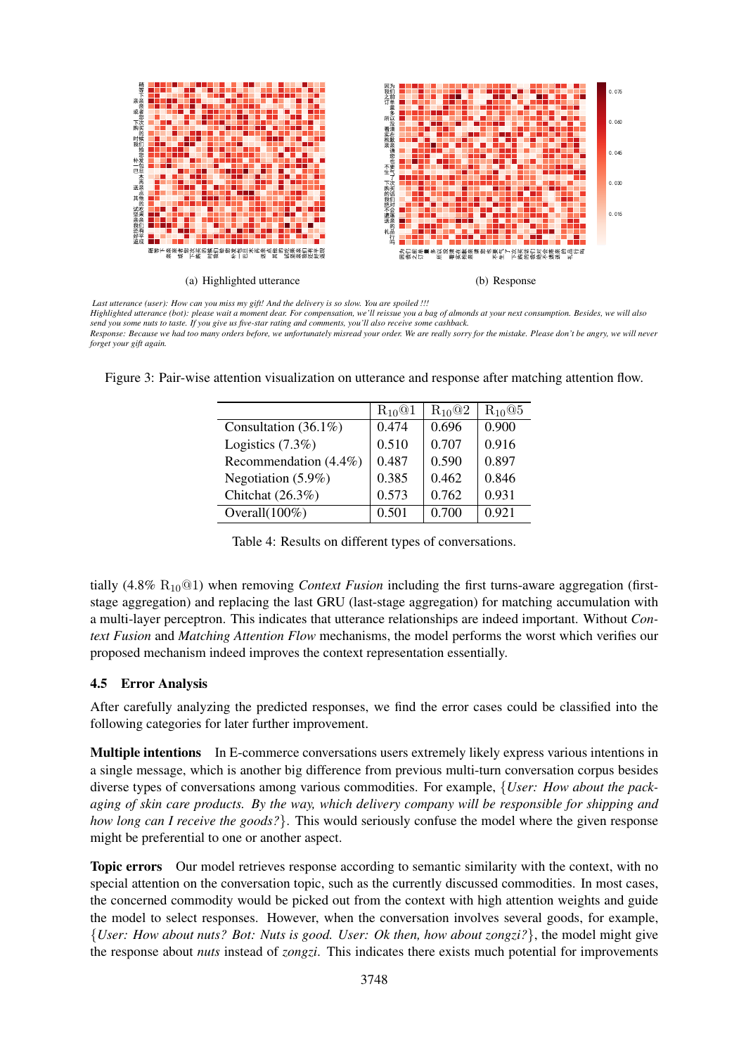(a) Highlighted utterance

(b) Response

*Last utterance (user): How can you miss my gift! And the delivery is so slow. You are spoiled !!!*
*Highlighted utterance (bot): please wait a moment dear. For compensation, we'll reissue you a bag of almonds at your next consumption. Besides, we will also send you some nuts to taste. If you give us five-star rating and comments, you'll also receive some cashback.*
*Response: Because we had too many orders before, we unfortunately misread your order. We are really sorry for the mistake. Please don't be angry, we will never forget your gift again.*

Figure 3: Pair-wise attention visualization on utterance and response after matching attention flow.

| | $R_{10}@1$ | $R_{10}@2$ | $R_{10}@5$ |
|---|---|---|---|
| Consultation (36.1%) | 0.474 | 0.696 | 0.900 |
| Logistics (7.3%) | 0.510 | 0.707 | 0.916 |
| Recommendation (4.4%) | 0.487 | 0.590 | 0.897 |
| Negotiation (5.9%) | 0.385 | 0.462 | 0.846 |
| Chitchat (26.3%) | 0.573 | 0.762 | 0.931 |
| Overall(100%) | 0.501 | 0.700 | 0.921 |

Table 4: Results on different types of conversations.

tially (4.8% $R_{10}@1$) when removing *Context Fusion* including the first turns-aware aggregation (first-stage aggregation) and replacing the last GRU (last-stage aggregation) for matching accumulation with a multi-layer perceptron. This indicates that utterance relationships are indeed important. Without *Context Fusion* and *Matching Attention Flow* mechanisms, the model performs the worst which verifies our proposed mechanism indeed improves the context representation essentially.

### 4.5 Error Analysis

After carefully analyzing the predicted responses, we find the error cases could be classified into the following categories for later further improvement.

**Multiple intentions** In E-commerce conversations users extremely likely express various intentions in a single message, which is another big difference from previous multi-turn conversation corpus besides diverse types of conversations among various commodities. For example, {*User: How about the packaging of skin care products. By the way, which delivery company will be responsible for shipping and how long can I receive the goods?*}. This would seriously confuse the model where the given response might be preferential to one or another aspect.

**Topic errors** Our model retrieves response according to semantic similarity with the context, with no special attention on the conversation topic, such as the currently discussed commodities. In most cases, the concerned commodity would be picked out from the context with high attention weights and guide the model to select responses. However, when the conversation involves several goods, for example, {*User: How about nuts? Bot: Nuts is good. User: Ok then, how about zongzi?*}, the model might give the response about *nuts* instead of *zongzi*. This indicates there exists much potential for improvements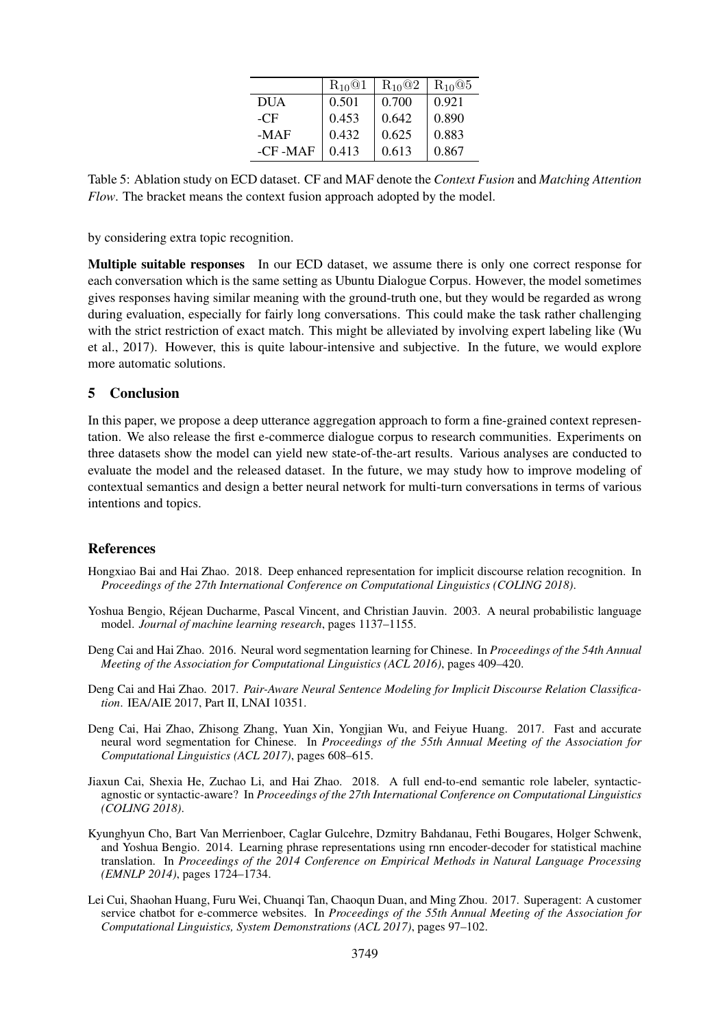|  | $R_{10}@1$ | $R_{10}@2$ | $R_{10}@5$ |
|---|---|---|---|
| DUA | 0.501 | 0.700 | 0.921 |
| -CF | 0.453 | 0.642 | 0.890 |
| -MAF | 0.432 | 0.625 | 0.883 |
| -CF -MAF | 0.413 | 0.613 | 0.867 |

Table 5: Ablation study on ECD dataset. CF and MAF denote the *Context Fusion* and *Matching Attention Flow*. The bracket means the context fusion approach adopted by the model.

by considering extra topic recognition.

**Multiple suitable responses** In our ECD dataset, we assume there is only one correct response for each conversation which is the same setting as Ubuntu Dialogue Corpus. However, the model sometimes gives responses having similar meaning with the ground-truth one, but they would be regarded as wrong during evaluation, especially for fairly long conversations. This could make the task rather challenging with the strict restriction of exact match. This might be alleviated by involving expert labeling like (Wu et al., 2017). However, this is quite labour-intensive and subjective. In the future, we would explore more automatic solutions.

## 5 Conclusion

In this paper, we propose a deep utterance aggregation approach to form a fine-grained context representation. We also release the first e-commerce dialogue corpus to research communities. Experiments on three datasets show the model can yield new state-of-the-art results. Various analyses are conducted to evaluate the model and the released dataset. In the future, we may study how to improve modeling of contextual semantics and design a better neural network for multi-turn conversations in terms of various intentions and topics.

## References

Hongxiao Bai and Hai Zhao. 2018. Deep enhanced representation for implicit discourse relation recognition. In *Proceedings of the 27th International Conference on Computational Linguistics (COLING 2018)*.

Yoshua Bengio, Réjean Ducharme, Pascal Vincent, and Christian Jauvin. 2003. A neural probabilistic language model. *Journal of machine learning research*, pages 1137–1155.

Deng Cai and Hai Zhao. 2016. Neural word segmentation learning for Chinese. In *Proceedings of the 54th Annual Meeting of the Association for Computational Linguistics (ACL 2016)*, pages 409–420.

Deng Cai and Hai Zhao. 2017. *Pair-Aware Neural Sentence Modeling for Implicit Discourse Relation Classification*. IEA/AIE 2017, Part II, LNAI 10351.

Deng Cai, Hai Zhao, Zhisong Zhang, Yuan Xin, Yongjian Wu, and Feiyue Huang. 2017. Fast and accurate neural word segmentation for Chinese. In *Proceedings of the 55th Annual Meeting of the Association for Computational Linguistics (ACL 2017)*, pages 608–615.

Jiaxun Cai, Shexia He, Zuchao Li, and Hai Zhao. 2018. A full end-to-end semantic role labeler, syntactic-agnostic or syntactic-aware? In *Proceedings of the 27th International Conference on Computational Linguistics (COLING 2018)*.

Kyunghyun Cho, Bart Van Merrienboer, Caglar Gulcehre, Dzmitry Bahdanau, Fethi Bougares, Holger Schwenk, and Yoshua Bengio. 2014. Learning phrase representations using rnn encoder-decoder for statistical machine translation. In *Proceedings of the 2014 Conference on Empirical Methods in Natural Language Processing (EMNLP 2014)*, pages 1724–1734.

Lei Cui, Shaohan Huang, Furu Wei, Chuanqi Tan, Chaoqun Duan, and Ming Zhou. 2017. Superagent: A customer service chatbot for e-commerce websites. In *Proceedings of the 55th Annual Meeting of the Association for Computational Linguistics, System Demonstrations (ACL 2017)*, pages 97–102.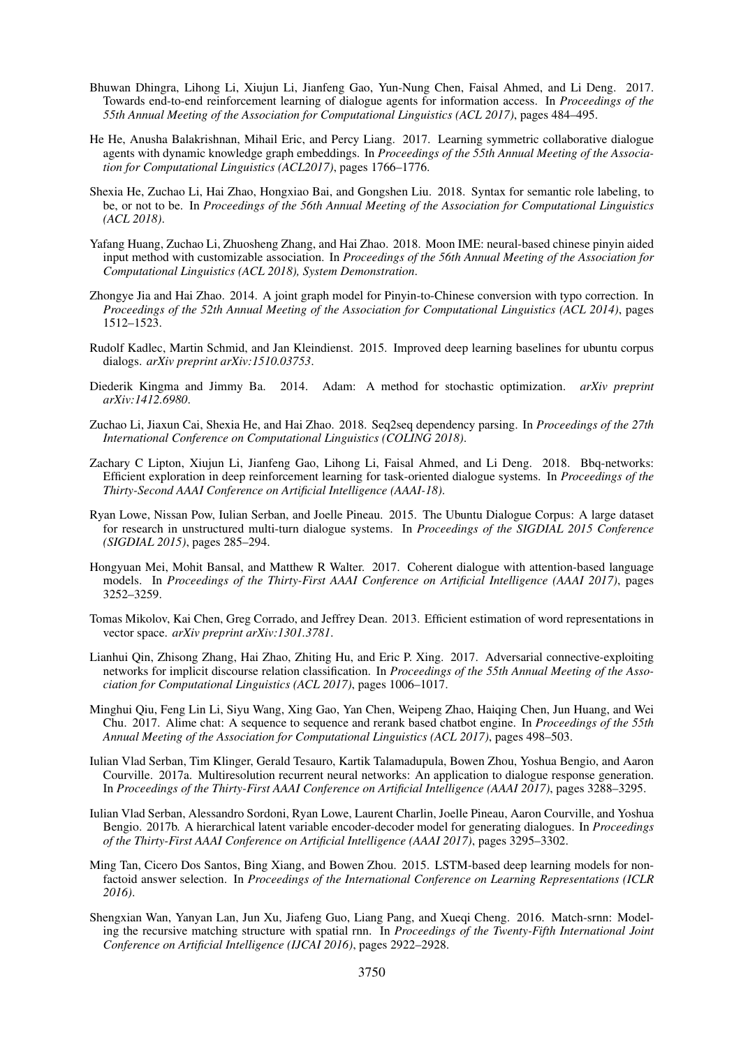Bhuwan Dhingra, Lihong Li, Xiujun Li, Jianfeng Gao, Yun-Nung Chen, Faisal Ahmed, and Li Deng. 2017. Towards end-to-end reinforcement learning of dialogue agents for information access. In *Proceedings of the 55th Annual Meeting of the Association for Computational Linguistics (ACL 2017)*, pages 484–495.

He He, Anusha Balakrishnan, Mihail Eric, and Percy Liang. 2017. Learning symmetric collaborative dialogue agents with dynamic knowledge graph embeddings. In *Proceedings of the 55th Annual Meeting of the Association for Computational Linguistics (ACL2017)*, pages 1766–1776.

Shexia He, Zuchao Li, Hai Zhao, Hongxiao Bai, and Gongshen Liu. 2018. Syntax for semantic role labeling, to be, or not to be. In *Proceedings of the 56th Annual Meeting of the Association for Computational Linguistics (ACL 2018)*.

Yafang Huang, Zuchao Li, Zhuosheng Zhang, and Hai Zhao. 2018. Moon IME: neural-based chinese pinyin aided input method with customizable association. In *Proceedings of the 56th Annual Meeting of the Association for Computational Linguistics (ACL 2018), System Demonstration*.

Zhongye Jia and Hai Zhao. 2014. A joint graph model for Pinyin-to-Chinese conversion with typo correction. In *Proceedings of the 52th Annual Meeting of the Association for Computational Linguistics (ACL 2014)*, pages 1512–1523.

Rudolf Kadlec, Martin Schmid, and Jan Kleindienst. 2015. Improved deep learning baselines for ubuntu corpus dialogs. *arXiv preprint arXiv:1510.03753*.

Diederik Kingma and Jimmy Ba. 2014. Adam: A method for stochastic optimization. *arXiv preprint arXiv:1412.6980*.

Zuchao Li, Jiaxun Cai, Shexia He, and Hai Zhao. 2018. Seq2seq dependency parsing. In *Proceedings of the 27th International Conference on Computational Linguistics (COLING 2018)*.

Zachary C Lipton, Xiujun Li, Jianfeng Gao, Lihong Li, Faisal Ahmed, and Li Deng. 2018. Bbq-networks: Efficient exploration in deep reinforcement learning for task-oriented dialogue systems. In *Proceedings of the Thirty-Second AAAI Conference on Artificial Intelligence (AAAI-18)*.

Ryan Lowe, Nissan Pow, Iulian Serban, and Joelle Pineau. 2015. The Ubuntu Dialogue Corpus: A large dataset for research in unstructured multi-turn dialogue systems. In *Proceedings of the SIGDIAL 2015 Conference (SIGDIAL 2015)*, pages 285–294.

Hongyuan Mei, Mohit Bansal, and Matthew R Walter. 2017. Coherent dialogue with attention-based language models. In *Proceedings of the Thirty-First AAAI Conference on Artificial Intelligence (AAAI 2017)*, pages 3252–3259.

Tomas Mikolov, Kai Chen, Greg Corrado, and Jeffrey Dean. 2013. Efficient estimation of word representations in vector space. *arXiv preprint arXiv:1301.3781*.

Lianhui Qin, Zhisong Zhang, Hai Zhao, Zhiting Hu, and Eric P. Xing. 2017. Adversarial connective-exploiting networks for implicit discourse relation classification. In *Proceedings of the 55th Annual Meeting of the Association for Computational Linguistics (ACL 2017)*, pages 1006–1017.

Minghui Qiu, Feng Lin Li, Siyu Wang, Xing Gao, Yan Chen, Weipeng Zhao, Haiqing Chen, Jun Huang, and Wei Chu. 2017. Alime chat: A sequence to sequence and rerank based chatbot engine. In *Proceedings of the 55th Annual Meeting of the Association for Computational Linguistics (ACL 2017)*, pages 498–503.

Iulian Vlad Serban, Tim Klinger, Gerald Tesauro, Kartik Talamadupula, Bowen Zhou, Yoshua Bengio, and Aaron Courville. 2017a. Multiresolution recurrent neural networks: An application to dialogue response generation. In *Proceedings of the Thirty-First AAAI Conference on Artificial Intelligence (AAAI 2017)*, pages 3288–3295.

Iulian Vlad Serban, Alessandro Sordoni, Ryan Lowe, Laurent Charlin, Joelle Pineau, Aaron Courville, and Yoshua Bengio. 2017b. A hierarchical latent variable encoder-decoder model for generating dialogues. In *Proceedings of the Thirty-First AAAI Conference on Artificial Intelligence (AAAI 2017)*, pages 3295–3302.

Ming Tan, Cicero Dos Santos, Bing Xiang, and Bowen Zhou. 2015. LSTM-based deep learning models for non-factoid answer selection. In *Proceedings of the International Conference on Learning Representations (ICLR 2016)*.

Shengxian Wan, Yanyan Lan, Jun Xu, Jiafeng Guo, Liang Pang, and Xueqi Cheng. 2016. Match-srnn: Modeling the recursive matching structure with spatial rnn. In *Proceedings of the Twenty-Fifth International Joint Conference on Artificial Intelligence (IJCAI 2016)*, pages 2922–2928.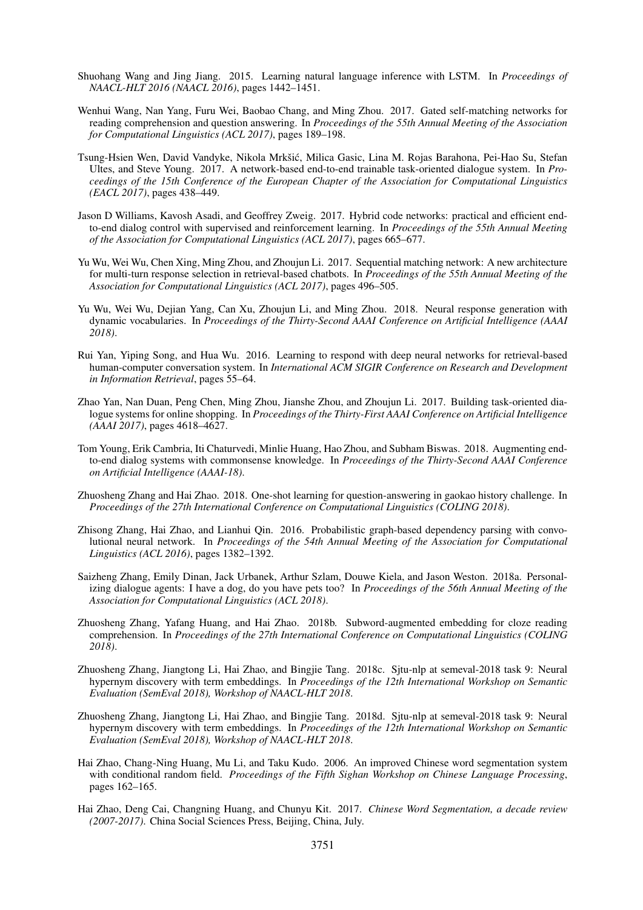Shuohang Wang and Jing Jiang. 2015. Learning natural language inference with LSTM. In *Proceedings of NAACL-HLT 2016 (NAACL 2016)*, pages 1442–1451.

Wenhui Wang, Nan Yang, Furu Wei, Baobao Chang, and Ming Zhou. 2017. Gated self-matching networks for reading comprehension and question answering. In *Proceedings of the 55th Annual Meeting of the Association for Computational Linguistics (ACL 2017)*, pages 189–198.

Tsung-Hsien Wen, David Vandyke, Nikola Mrkšić, Milica Gasic, Lina M. Rojas Barahona, Pei-Hao Su, Stefan Ultes, and Steve Young. 2017. A network-based end-to-end trainable task-oriented dialogue system. In *Proceedings of the 15th Conference of the European Chapter of the Association for Computational Linguistics (EACL 2017)*, pages 438–449.

Jason D Williams, Kavosh Asadi, and Geoffrey Zweig. 2017. Hybrid code networks: practical and efficient end-to-end dialog control with supervised and reinforcement learning. In *Proceedings of the 55th Annual Meeting of the Association for Computational Linguistics (ACL 2017)*, pages 665–677.

Yu Wu, Wei Wu, Chen Xing, Ming Zhou, and Zhoujun Li. 2017. Sequential matching network: A new architecture for multi-turn response selection in retrieval-based chatbots. In *Proceedings of the 55th Annual Meeting of the Association for Computational Linguistics (ACL 2017)*, pages 496–505.

Yu Wu, Wei Wu, Dejian Yang, Can Xu, Zhoujun Li, and Ming Zhou. 2018. Neural response generation with dynamic vocabularies. In *Proceedings of the Thirty-Second AAAI Conference on Artificial Intelligence (AAAI 2018)*.

Rui Yan, Yiping Song, and Hua Wu. 2016. Learning to respond with deep neural networks for retrieval-based human-computer conversation system. In *International ACM SIGIR Conference on Research and Development in Information Retrieval*, pages 55–64.

Zhao Yan, Nan Duan, Peng Chen, Ming Zhou, Jianshe Zhou, and Zhoujun Li. 2017. Building task-oriented dialogue systems for online shopping. In *Proceedings of the Thirty-First AAAI Conference on Artificial Intelligence (AAAI 2017)*, pages 4618–4627.

Tom Young, Erik Cambria, Iti Chaturvedi, Minlie Huang, Hao Zhou, and Subham Biswas. 2018. Augmenting end-to-end dialog systems with commonsense knowledge. In *Proceedings of the Thirty-Second AAAI Conference on Artificial Intelligence (AAAI-18)*.

Zhuosheng Zhang and Hai Zhao. 2018. One-shot learning for question-answering in gaokao history challenge. In *Proceedings of the 27th International Conference on Computational Linguistics (COLING 2018)*.

Zhisong Zhang, Hai Zhao, and Lianhui Qin. 2016. Probabilistic graph-based dependency parsing with convolutional neural network. In *Proceedings of the 54th Annual Meeting of the Association for Computational Linguistics (ACL 2016)*, pages 1382–1392.

Saizheng Zhang, Emily Dinan, Jack Urbanek, Arthur Szlam, Douwe Kiela, and Jason Weston. 2018a. Personalizing dialogue agents: I have a dog, do you have pets too? In *Proceedings of the 56th Annual Meeting of the Association for Computational Linguistics (ACL 2018)*.

Zhuosheng Zhang, Yafang Huang, and Hai Zhao. 2018b. Subword-augmented embedding for cloze reading comprehension. In *Proceedings of the 27th International Conference on Computational Linguistics (COLING 2018)*.

Zhuosheng Zhang, Jiangtong Li, Hai Zhao, and Bingjie Tang. 2018c. Sjtu-nlp at semeval-2018 task 9: Neural hypernym discovery with term embeddings. In *Proceedings of the 12th International Workshop on Semantic Evaluation (SemEval 2018), Workshop of NAACL-HLT 2018*.

Zhuosheng Zhang, Jiangtong Li, Hai Zhao, and Bingjie Tang. 2018d. Sjtu-nlp at semeval-2018 task 9: Neural hypernym discovery with term embeddings. In *Proceedings of the 12th International Workshop on Semantic Evaluation (SemEval 2018), Workshop of NAACL-HLT 2018*.

Hai Zhao, Chang-Ning Huang, Mu Li, and Taku Kudo. 2006. An improved Chinese word segmentation system with conditional random field. *Proceedings of the Fifth Sighan Workshop on Chinese Language Processing*, pages 162–165.

Hai Zhao, Deng Cai, Changning Huang, and Chunyu Kit. 2017. *Chinese Word Segmentation, a decade review (2007-2017)*. China Social Sciences Press, Beijing, China, July.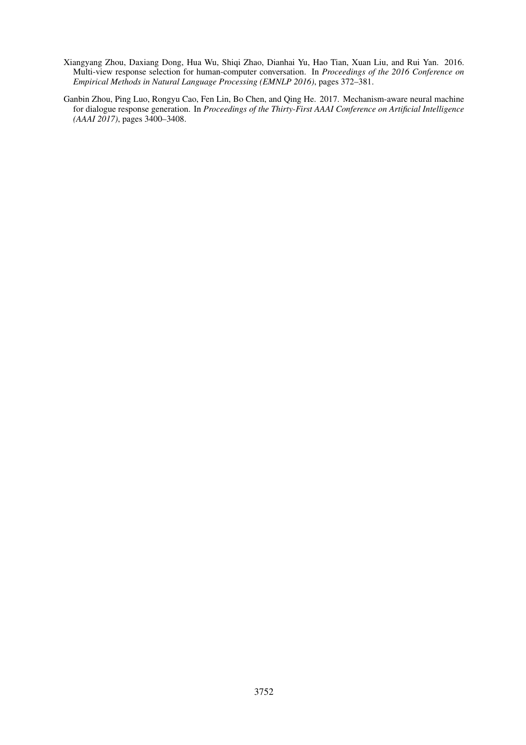Xiangyang Zhou, Daxiang Dong, Hua Wu, Shiqi Zhao, Dianhai Yu, Hao Tian, Xuan Liu, and Rui Yan. 2016. Multi-view response selection for human-computer conversation. In *Proceedings of the 2016 Conference on Empirical Methods in Natural Language Processing (EMNLP 2016)*, pages 372–381.

Ganbin Zhou, Ping Luo, Rongyu Cao, Fen Lin, Bo Chen, and Qing He. 2017. Mechanism-aware neural machine for dialogue response generation. In *Proceedings of the Thirty-First AAAI Conference on Artificial Intelligence (AAAI 2017)*, pages 3400–3408.